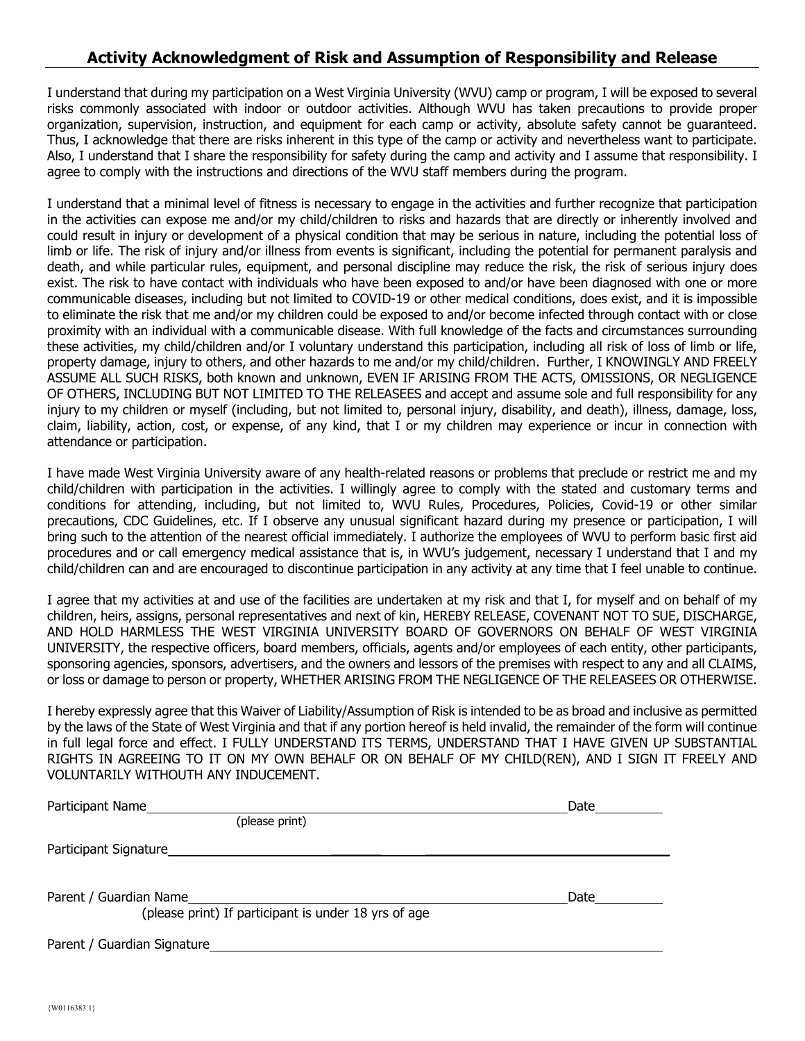## Activity Acknowledgment of Risk and Assumption of Responsibility and Release

I understand that during my participation on a West Virginia University (WVU) camp or program, I will be exposed to several risks commonly associated with indoor or outdoor activities. Although WVU has taken precautions to provide proper organization, supervision, instruction, and equipment for each camp or activity, absolute safety cannot be guaranteed. Thus, I acknowledge that there are risks inherent in this type of the camp or activity and nevertheless want to participate. Also, I understand that I share the responsibility for safety during the camp and activity and I assume that responsibility. I agree to comply with the instructions and directions of the WVU staff members during the program.

I understand that a minimal level of fitness is necessary to engage in the activities and further recognize that participation in the activities can expose me and/or my child/children to risks and hazards that are directly or inherently involved and could result in injury or development of a physical condition that may be serious in nature, including the potential loss of limb or life. The risk of injury and/or illness from events is significant, including the potential for permanent paralysis and death, and while particular rules, equipment, and personal discipline may reduce the risk, the risk of serious injury does exist. The risk to have contact with individuals who have been exposed to and/or have been diagnosed with one or more communicable diseases, including but not limited to COVID-19 or other medical conditions, does exist, and it is impossible to eliminate the risk that me and/or my children could be exposed to and/or become infected through contact with or close proximity with an individual with a communicable disease. With full knowledge of the facts and circumstances surrounding these activities, my child/children and/or I voluntary understand this participation, including all risk of loss of limb or life, property damage, injury to others, and other hazards to me and/or my child/children. Further, I KNOWINGLY AND FREELY ASSUME ALL SUCH RISKS, both known and unknown, EVEN IF ARISING FROM THE ACTS, OMISSIONS, OR NEGLIGENCE OF OTHERS, INCLUDING BUT NOT LIMITED TO THE RELEASEES and accept and assume sole and full responsibility for any injury to my children or myself (including, but not limited to, personal injury, disability, and death), illness, damage, loss, claim, liability, action, cost, or expense, of any kind, that I or my children may experience or incur in connection with attendance or participation.

I have made West Virginia University aware of any health-related reasons or problems that preclude or restrict me and my child/children with participation in the activities. I willingly agree to comply with the stated and customary terms and conditions for attending, including, but not limited to, WVU Rules, Procedures, Policies, Covid-19 or other similar precautions, CDC Guidelines, etc. If I observe any unusual significant hazard during my presence or participation, I will bring such to the attention of the nearest official immediately. I authorize the employees of WVU to perform basic first aid procedures and or call emergency medical assistance that is, in WVU's judgement, necessary I understand that I and my child/children can and are encouraged to discontinue participation in any activity at any time that I feel unable to continue.

I agree that my activities at and use of the facilities are undertaken at my risk and that I, for myself and on behalf of my children, heirs, assigns, personal representatives and next of kin, HEREBY RELEASE, COVENANT NOT TO SUE, DISCHARGE, AND HOLD HARMLESS THE WEST VIRGINIA UNIVERSITY BOARD OF GOVERNORS ON BEHALF OF WEST VIRGINIA UNIVERSITY, the respective officers, board members, officials, agents and/or employees of each entity, other participants, sponsoring agencies, sponsors, advertisers, and the owners and lessors of the premises with respect to any and all CLAIMS, or loss or damage to person or property, WHETHER ARISING FROM THE NEGLIGENCE OF THE RELEASEES OR OTHERWISE.

I hereby expressly agree that this Waiver of Liability/Assumption of Risk is intended to be as broad and inclusive as permitted by the laws of the State of West Virginia and that if any portion hereof is held invalid, the remainder of the form will continue in full legal force and effect. I FULLY UNDERSTAND ITS TERMS, UNDERSTAND THAT I HAVE GIVEN UP SUBSTANTIAL RIGHTS IN AGREEING TO IT ON MY OWN BEHALF OR ON BEHALF OF MY CHILD(REN), AND I SIGN IT FREELY AND VOLUNTARILY WITHOUTH ANY INDUCEMENT.

Participant Name ______________________________________________ Date __________
(please print)

Participant Signature ______________________________________________

Parent / Guardian Name ______________________________________________ Date __________
(please print) If participant is under 18 yrs of age

Parent / Guardian Signature ______________________________________________

{W0116383.1}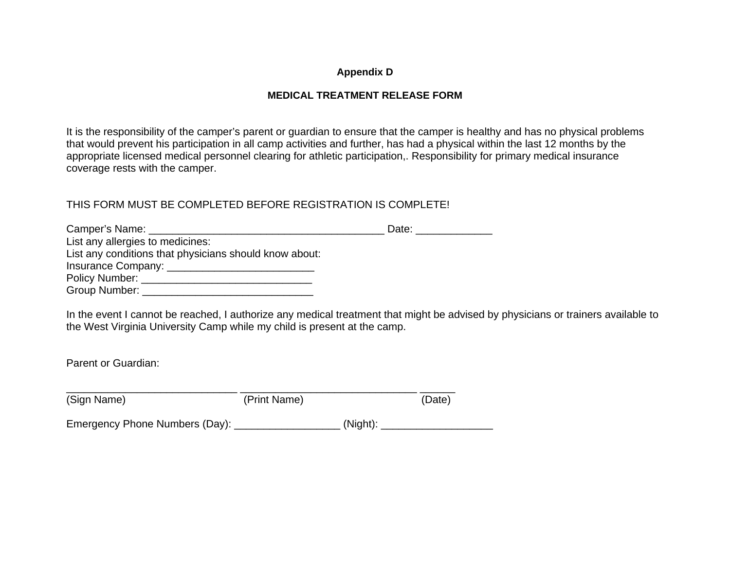**Appendix D**

**MEDICAL TREATMENT RELEASE FORM**

It is the responsibility of the camper's parent or guardian to ensure that the camper is healthy and has no physical problems that would prevent his participation in all camp activities and further, has had a physical within the last 12 months by the appropriate licensed medical personnel clearing for athletic participation,. Responsibility for primary medical insurance coverage rests with the camper.

THIS FORM MUST BE COMPLETED BEFORE REGISTRATION IS COMPLETE!

Camper's Name: _______________________________________ Date: _____________
List any allergies to medicines:
List any conditions that physicians should know about:
Insurance Company: _________________________
Policy Number: ____________________________
Group Number: ____________________________

In the event I cannot be reached, I authorize any medical treatment that might be advised by physicians or trainers available to the West Virginia University Camp while my child is present at the camp.

Parent or Guardian:

____________________________ _____________________________ ______
(Sign Name) (Print Name) (Date)

Emergency Phone Numbers (Day): _________________ (Night): __________________